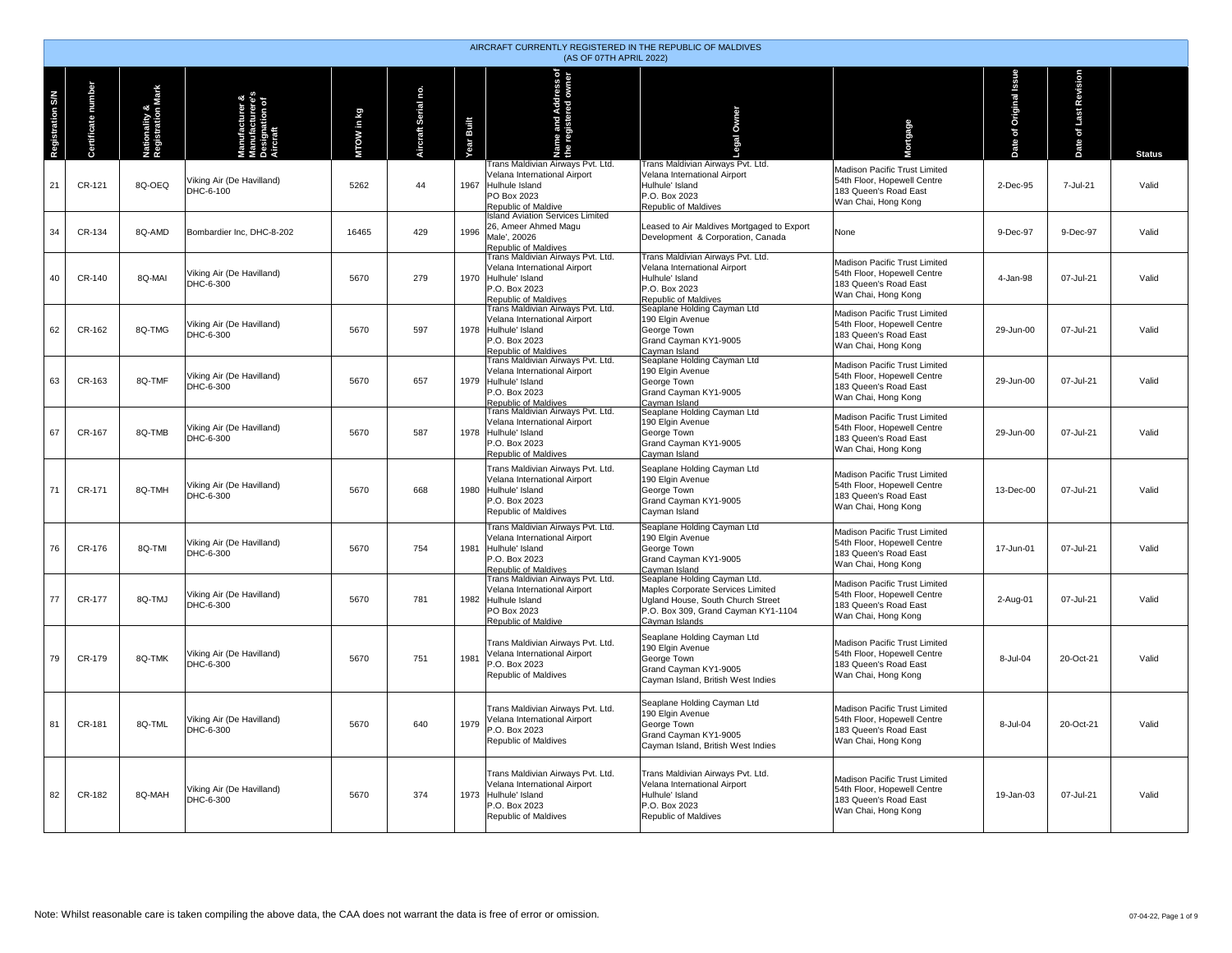# AIRCRAFT CURRENTLY REGISTERED IN THE REPUBLIC OF MALDIVES
(AS OF 07TH APRIL 2022)

| Registration S/N | Certificate number | Nationality & Registration Mark | Manufacturer & Manufacturer's Designation of Aircraft | MTOW in kg | Aircraft Serial no. | Year Built | Name and Address of the registered owner | Legal Owner | Mortgage | Date of Original Issue | Date of Last Revision | Status |
|---|---|---|---|---|---|---|---|---|---|---|---|---|
| 21 | CR-121 | 8Q-OEQ | Viking Air (De Havilland) DHC-6-100 | 5262 | 44 | 1967 | Trans Maldivian Airways Pvt. Ltd. Velana International Airport Hulhule Island PO Box 2023 Republic of Maldive | Trans Maldivian Airways Pvt. Ltd. Velana International Airport Hulhule' Island P.O. Box 2023 Republic of Maldives | Madison Pacific Trust Limited 54th Floor, Hopewell Centre 183 Queen's Road East Wan Chai, Hong Kong | 2-Dec-95 | 7-Jul-21 | Valid |
| 34 | CR-134 | 8Q-AMD | Bombardier Inc, DHC-8-202 | 16465 | 429 | 1996 | Island Aviation Services Limited 26, Ameer Ahmed Magu Male', 20026 Republic of Maldives | Leased to Air Maldives Mortgaged to Export Development & Corporation, Canada | None | 9-Dec-97 | 9-Dec-97 | Valid |
| 40 | CR-140 | 8Q-MAI | Viking Air (De Havilland) DHC-6-300 | 5670 | 279 | 1970 | Trans Maldivian Airways Pvt. Ltd. Velana International Airport Hulhule' Island P.O. Box 2023 Republic of Maldives | Trans Maldivian Airways Pvt. Ltd. Velana International Airport Hulhule' Island P.O. Box 2023 Republic of Maldives | Madison Pacific Trust Limited 54th Floor, Hopewell Centre 183 Queen's Road East Wan Chai, Hong Kong | 4-Jan-98 | 07-Jul-21 | Valid |
| 62 | CR-162 | 8Q-TMG | Viking Air (De Havilland) DHC-6-300 | 5670 | 597 | 1978 | Trans Maldivian Airways Pvt. Ltd. Velana International Airport Hulhule' Island P.O. Box 2023 Republic of Maldives | Seaplane Holding Cayman Ltd 190 Elgin Avenue George Town Grand Cayman KY1-9005 Cayman Island | Madison Pacific Trust Limited 54th Floor, Hopewell Centre 183 Queen's Road East Wan Chai, Hong Kong | 29-Jun-00 | 07-Jul-21 | Valid |
| 63 | CR-163 | 8Q-TMF | Viking Air (De Havilland) DHC-6-300 | 5670 | 657 | 1979 | Trans Maldivian Airways Pvt. Ltd. Velana International Airport Hulhule' Island P.O. Box 2023 Republic of Maldives | Seaplane Holding Cayman Ltd 190 Elgin Avenue George Town Grand Cayman KY1-9005 Cayman Island | Madison Pacific Trust Limited 54th Floor, Hopewell Centre 183 Queen's Road East Wan Chai, Hong Kong | 29-Jun-00 | 07-Jul-21 | Valid |
| 67 | CR-167 | 8Q-TMB | Viking Air (De Havilland) DHC-6-300 | 5670 | 587 | 1978 | Trans Maldivian Airways Pvt. Ltd. Velana International Airport Hulhule' Island P.O. Box 2023 Republic of Maldives | Seaplane Holding Cayman Ltd 190 Elgin Avenue George Town Grand Cayman KY1-9005 Cayman Island | Madison Pacific Trust Limited 54th Floor, Hopewell Centre 183 Queen's Road East Wan Chai, Hong Kong | 29-Jun-00 | 07-Jul-21 | Valid |
| 71 | CR-171 | 8Q-TMH | Viking Air (De Havilland) DHC-6-300 | 5670 | 668 | 1980 | Trans Maldivian Airways Pvt. Ltd. Velana International Airport Hulhule' Island P.O. Box 2023 Republic of Maldives | Seaplane Holding Cayman Ltd 190 Elgin Avenue George Town Grand Cayman KY1-9005 Cayman Island | Madison Pacific Trust Limited 54th Floor, Hopewell Centre 183 Queen's Road East Wan Chai, Hong Kong | 13-Dec-00 | 07-Jul-21 | Valid |
| 76 | CR-176 | 8Q-TMI | Viking Air (De Havilland) DHC-6-300 | 5670 | 754 | 1981 | Trans Maldivian Airways Pvt. Ltd. Velana International Airport Hulhule' Island P.O. Box 2023 Republic of Maldives | Seaplane Holding Cayman Ltd 190 Elgin Avenue George Town Grand Cayman KY1-9005 Cayman Island | Madison Pacific Trust Limited 54th Floor, Hopewell Centre 183 Queen's Road East Wan Chai, Hong Kong | 17-Jun-01 | 07-Jul-21 | Valid |
| 77 | CR-177 | 8Q-TMJ | Viking Air (De Havilland) DHC-6-300 | 5670 | 781 | 1982 | Trans Maldivian Airways Pvt. Ltd. Velana International Airport Hulhule Island PO Box 2023 Republic of Maldive | Seaplane Holding Cayman Ltd. Maples Corporate Services Limited Ugland House, South Church Street P.O. Box 309, Grand Cayman KY1-1104 Cayman Islands | Madison Pacific Trust Limited 54th Floor, Hopewell Centre 183 Queen's Road East Wan Chai, Hong Kong | 2-Aug-01 | 07-Jul-21 | Valid |
| 79 | CR-179 | 8Q-TMK | Viking Air (De Havilland) DHC-6-300 | 5670 | 751 | 1981 | Trans Maldivian Airways Pvt. Ltd. Velana International Airport P.O. Box 2023 Republic of Maldives | Seaplane Holding Cayman Ltd 190 Elgin Avenue George Town Grand Cayman KY1-9005 Cayman Island, British West Indies | Madison Pacific Trust Limited 54th Floor, Hopewell Centre 183 Queen's Road East Wan Chai, Hong Kong | 8-Jul-04 | 20-Oct-21 | Valid |
| 81 | CR-181 | 8Q-TML | Viking Air (De Havilland) DHC-6-300 | 5670 | 640 | 1979 | Trans Maldivian Airways Pvt. Ltd. Velana International Airport P.O. Box 2023 Republic of Maldives | Seaplane Holding Cayman Ltd 190 Elgin Avenue George Town Grand Cayman KY1-9005 Cayman Island, British West Indies | Madison Pacific Trust Limited 54th Floor, Hopewell Centre 183 Queen's Road East Wan Chai, Hong Kong | 8-Jul-04 | 20-Oct-21 | Valid |
| 82 | CR-182 | 8Q-MAH | Viking Air (De Havilland) DHC-6-300 | 5670 | 374 | 1973 | Trans Maldivian Airways Pvt. Ltd. Velana International Airport Hulhule' Island P.O. Box 2023 Republic of Maldives | Trans Maldivian Airways Pvt. Ltd. Velana International Airport Hulhule' Island P.O. Box 2023 Republic of Maldives | Madison Pacific Trust Limited 54th Floor, Hopewell Centre 183 Queen's Road East Wan Chai, Hong Kong | 19-Jan-03 | 07-Jul-21 | Valid |

Note: Whilst reasonable care is taken compiling the above data, the CAA does not warrant the data is free of error or omission.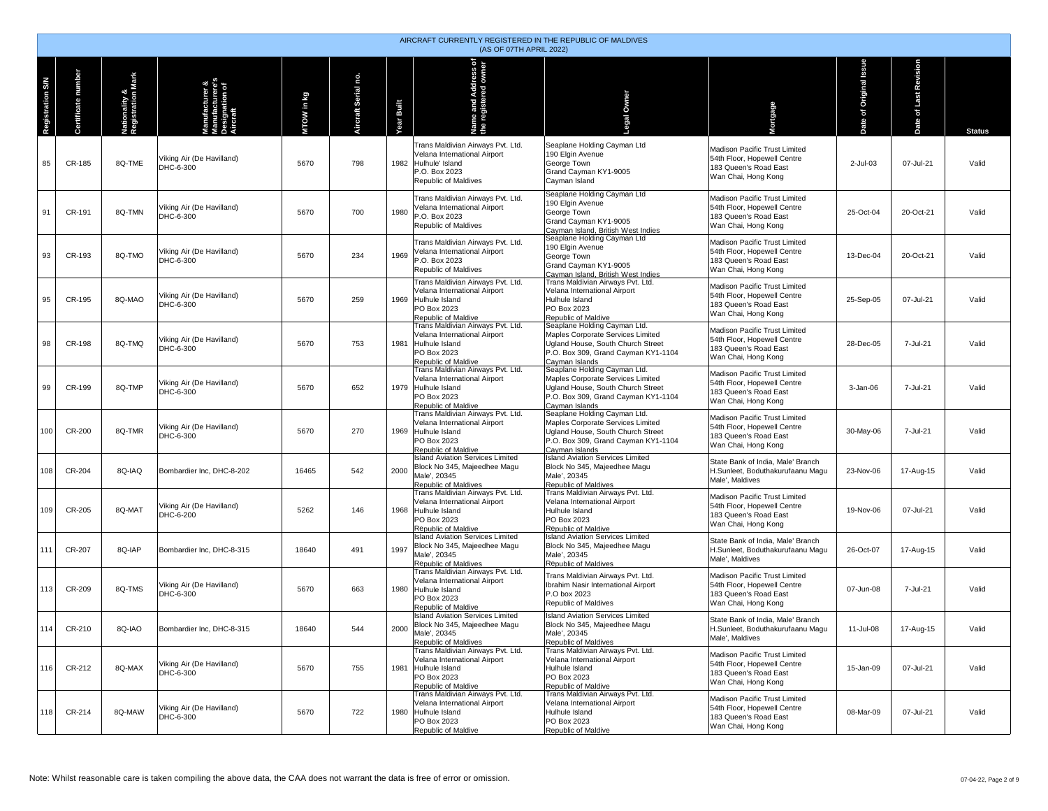AIRCRAFT CURRENTLY REGISTERED IN THE REPUBLIC OF MALDIVES
(AS OF 07TH APRIL 2022)

| Registration S/N | Certificate number | Nationality & Registration Mark | Manufacturer & Manufacturer's Designation of Aircraft | MTOW in kg | Aircraft Serial no. | Year Built | Name and Address of the registered owner | Legal Owner | Mortgage | Date of Original Issue | Date of Last Revision | Status |
|---|---|---|---|---|---|---|---|---|---|---|---|---|
| 85 | CR-185 | 8Q-TME | Viking Air (De Havilland) DHC-6-300 | 5670 | 798 | 1982 | Trans Maldivian Airways Pvt. Ltd. Velana International Airport Hulhule' Island P.O. Box 2023 Republic of Maldives | Seaplane Holding Cayman Ltd 190 Elgin Avenue George Town Grand Cayman KY1-9005 Cayman Island | Madison Pacific Trust Limited 54th Floor, Hopewell Centre 183 Queen's Road East Wan Chai, Hong Kong | 2-Jul-03 | 07-Jul-21 | Valid |
| 91 | CR-191 | 8Q-TMN | Viking Air (De Havilland) DHC-6-300 | 5670 | 700 | 1980 | Trans Maldivian Airways Pvt. Ltd. Velana International Airport P.O. Box 2023 Republic of Maldives | Seaplane Holding Cayman Ltd 190 Elgin Avenue George Town Grand Cayman KY1-9005 Cayman Island, British West Indies | Madison Pacific Trust Limited 54th Floor, Hopewell Centre 183 Queen's Road East Wan Chai, Hong Kong | 25-Oct-04 | 20-Oct-21 | Valid |
| 93 | CR-193 | 8Q-TMO | Viking Air (De Havilland) DHC-6-300 | 5670 | 234 | 1969 | Trans Maldivian Airways Pvt. Ltd. Velana International Airport P.O. Box 2023 Republic of Maldives | Seaplane Holding Cayman Ltd 190 Elgin Avenue George Town Grand Cayman KY1-9005 Cayman Island, British West Indies | Madison Pacific Trust Limited 54th Floor, Hopewell Centre 183 Queen's Road East Wan Chai, Hong Kong | 13-Dec-04 | 20-Oct-21 | Valid |
| 95 | CR-195 | 8Q-MAO | Viking Air (De Havilland) DHC-6-300 | 5670 | 259 | 1969 | Trans Maldivian Airways Pvt. Ltd. Velana International Airport Hulhule Island PO Box 2023 Republic of Maldive | Trans Maldivian Airways Pvt. Ltd. Velana International Airport Hulhule Island PO Box 2023 Republic of Maldive | Madison Pacific Trust Limited 54th Floor, Hopewell Centre 183 Queen's Road East Wan Chai, Hong Kong | 25-Sep-05 | 07-Jul-21 | Valid |
| 98 | CR-198 | 8Q-TMQ | Viking Air (De Havilland) DHC-6-300 | 5670 | 753 | 1981 | Trans Maldivian Airways Pvt. Ltd. Velana International Airport Hulhule Island PO Box 2023 Republic of Maldive | Seaplane Holding Cayman Ltd. Maples Corporate Services Limited Ugland House, South Church Street P.O. Box 309, Grand Cayman KY1-1104 Cayman Islands | Madison Pacific Trust Limited 54th Floor, Hopewell Centre 183 Queen's Road East Wan Chai, Hong Kong | 28-Dec-05 | 7-Jul-21 | Valid |
| 99 | CR-199 | 8Q-TMP | Viking Air (De Havilland) DHC-6-300 | 5670 | 652 | 1979 | Trans Maldivian Airways Pvt. Ltd. Velana International Airport Hulhule Island PO Box 2023 Republic of Maldive | Seaplane Holding Cayman Ltd. Maples Corporate Services Limited Ugland House, South Church Street P.O. Box 309, Grand Cayman KY1-1104 Cayman Islands | Madison Pacific Trust Limited 54th Floor, Hopewell Centre 183 Queen's Road East Wan Chai, Hong Kong | 3-Jan-06 | 7-Jul-21 | Valid |
| 100 | CR-200 | 8Q-TMR | Viking Air (De Havilland) DHC-6-300 | 5670 | 270 | 1969 | Trans Maldivian Airways Pvt. Ltd. Velana International Airport Hulhule Island PO Box 2023 Republic of Maldive | Seaplane Holding Cayman Ltd. Maples Corporate Services Limited Ugland House, South Church Street P.O. Box 309, Grand Cayman KY1-1104 Cayman Islands | Madison Pacific Trust Limited 54th Floor, Hopewell Centre 183 Queen's Road East Wan Chai, Hong Kong | 30-May-06 | 7-Jul-21 | Valid |
| 108 | CR-204 | 8Q-IAQ | Bombardier Inc, DHC-8-202 | 16465 | 542 | 2000 | Island Aviation Services Limited Block No 345, Majeedhee Magu Male', 20345 Republic of Maldives | Island Aviation Services Limited Block No 345, Majeedhee Magu Male', 20345 Republic of Maldives | State Bank of India, Male' Branch H.Sunleet, Boduthakurufaanu Magu Male', Maldives | 23-Nov-06 | 17-Aug-15 | Valid |
| 109 | CR-205 | 8Q-MAT | Viking Air (De Havilland) DHC-6-200 | 5262 | 146 | 1968 | Trans Maldivian Airways Pvt. Ltd. Velana International Airport Hulhule Island PO Box 2023 Republic of Maldive | Trans Maldivian Airways Pvt. Ltd. Velana International Airport Hulhule Island PO Box 2023 Republic of Maldive | Madison Pacific Trust Limited 54th Floor, Hopewell Centre 183 Queen's Road East Wan Chai, Hong Kong | 19-Nov-06 | 07-Jul-21 | Valid |
| 111 | CR-207 | 8Q-IAP | Bombardier Inc, DHC-8-315 | 18640 | 491 | 1997 | Island Aviation Services Limited Block No 345, Majeedhee Magu Male', 20345 Republic of Maldives | Island Aviation Services Limited Block No 345, Majeedhee Magu Male', 20345 Republic of Maldives | State Bank of India, Male' Branch H.Sunleet, Boduthakurufaanu Magu Male', Maldives | 26-Oct-07 | 17-Aug-15 | Valid |
| 113 | CR-209 | 8Q-TMS | Viking Air (De Havilland) DHC-6-300 | 5670 | 663 | 1980 | Trans Maldivian Airways Pvt. Ltd. Velana International Airport Hulhule Island PO Box 2023 Republic of Maldive | Trans Maldivian Airways Pvt. Ltd. Ibrahim Nasir International Airport P.O box 2023 Republic of Maldives | Madison Pacific Trust Limited 54th Floor, Hopewell Centre 183 Queen's Road East Wan Chai, Hong Kong | 07-Jun-08 | 7-Jul-21 | Valid |
| 114 | CR-210 | 8Q-IAO | Bombardier Inc, DHC-8-315 | 18640 | 544 | 2000 | Island Aviation Services Limited Block No 345, Majeedhee Magu Male', 20345 Republic of Maldives | Island Aviation Services Limited Block No 345, Majeedhee Magu Male', 20345 Republic of Maldives | State Bank of India, Male' Branch H.Sunleet, Boduthakurufaanu Magu Male', Maldives | 11-Jul-08 | 17-Aug-15 | Valid |
| 116 | CR-212 | 8Q-MAX | Viking Air (De Havilland) DHC-6-300 | 5670 | 755 | 1981 | Trans Maldivian Airways Pvt. Ltd. Velana International Airport Hulhule Island PO Box 2023 Republic of Maldive | Trans Maldivian Airways Pvt. Ltd. Velana International Airport Hulhule Island PO Box 2023 Republic of Maldive | Madison Pacific Trust Limited 54th Floor, Hopewell Centre 183 Queen's Road East Wan Chai, Hong Kong | 15-Jan-09 | 07-Jul-21 | Valid |
| 118 | CR-214 | 8Q-MAW | Viking Air (De Havilland) DHC-6-300 | 5670 | 722 | 1980 | Trans Maldivian Airways Pvt. Ltd. Velana International Airport Hulhule Island PO Box 2023 Republic of Maldive | Trans Maldivian Airways Pvt. Ltd. Velana International Airport Hulhule Island PO Box 2023 Republic of Maldive | Madison Pacific Trust Limited 54th Floor, Hopewell Centre 183 Queen's Road East Wan Chai, Hong Kong | 08-Mar-09 | 07-Jul-21 | Valid |

Note: Whilst reasonable care is taken compiling the above data, the CAA does not warrant the data is free of error or omission.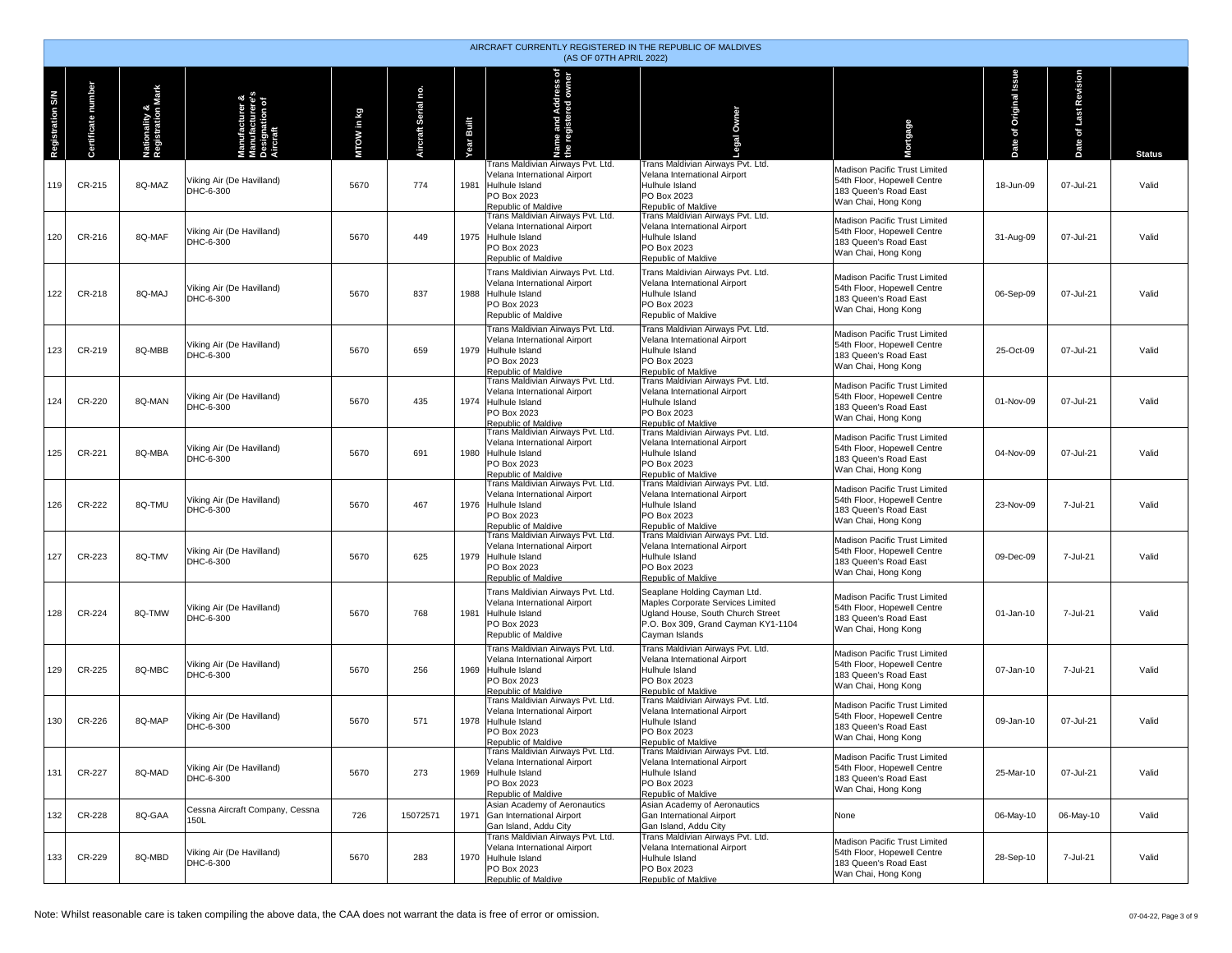AIRCRAFT CURRENTLY REGISTERED IN THE REPUBLIC OF MALDIVES
(AS OF 07TH APRIL 2022)

| Registration S/N | Certificate number | Nationality & Registration Mark | Manufacturer & Manufacturer's Designation of Aircraft | MTOW in kg | Aircraft Serial no. | Year Built | Name and Address of the registered owner | Legal Owner | Mortgage | Date of Original Issue | Date of Last Revision | Status |
|---|---|---|---|---|---|---|---|---|---|---|---|---|
| 119 | CR-215 | 8Q-MAZ | Viking Air (De Havilland) DHC-6-300 | 5670 | 774 | 1981 | Trans Maldivian Airways Pvt. Ltd. Velana International Airport Hulhule Island PO Box 2023 Republic of Maldive | Trans Maldivian Airways Pvt. Ltd. Velana International Airport Hulhule Island PO Box 2023 Republic of Maldive | Madison Pacific Trust Limited 54th Floor, Hopewell Centre 183 Queen's Road East Wan Chai, Hong Kong | 18-Jun-09 | 07-Jul-21 | Valid |
| 120 | CR-216 | 8Q-MAF | Viking Air (De Havilland) DHC-6-300 | 5670 | 449 | 1975 | Trans Maldivian Airways Pvt. Ltd. Velana International Airport Hulhule Island PO Box 2023 Republic of Maldive | Trans Maldivian Airways Pvt. Ltd. Velana International Airport Hulhule Island PO Box 2023 Republic of Maldive | Madison Pacific Trust Limited 54th Floor, Hopewell Centre 183 Queen's Road East Wan Chai, Hong Kong | 31-Aug-09 | 07-Jul-21 | Valid |
| 122 | CR-218 | 8Q-MAJ | Viking Air (De Havilland) DHC-6-300 | 5670 | 837 | 1988 | Trans Maldivian Airways Pvt. Ltd. Velana International Airport Hulhule Island PO Box 2023 Republic of Maldive | Trans Maldivian Airways Pvt. Ltd. Velana International Airport Hulhule Island PO Box 2023 Republic of Maldive | Madison Pacific Trust Limited 54th Floor, Hopewell Centre 183 Queen's Road East Wan Chai, Hong Kong | 06-Sep-09 | 07-Jul-21 | Valid |
| 123 | CR-219 | 8Q-MBB | Viking Air (De Havilland) DHC-6-300 | 5670 | 659 | 1979 | Trans Maldivian Airways Pvt. Ltd. Velana International Airport Hulhule Island PO Box 2023 Republic of Maldive | Trans Maldivian Airways Pvt. Ltd. Velana International Airport Hulhule Island PO Box 2023 Republic of Maldive | Madison Pacific Trust Limited 54th Floor, Hopewell Centre 183 Queen's Road East Wan Chai, Hong Kong | 25-Oct-09 | 07-Jul-21 | Valid |
| 124 | CR-220 | 8Q-MAN | Viking Air (De Havilland) DHC-6-300 | 5670 | 435 | 1974 | Trans Maldivian Airways Pvt. Ltd. Velana International Airport Hulhule Island PO Box 2023 Republic of Maldive | Trans Maldivian Airways Pvt. Ltd. Velana International Airport Hulhule Island PO Box 2023 Republic of Maldive | Madison Pacific Trust Limited 54th Floor, Hopewell Centre 183 Queen's Road East Wan Chai, Hong Kong | 01-Nov-09 | 07-Jul-21 | Valid |
| 125 | CR-221 | 8Q-MBA | Viking Air (De Havilland) DHC-6-300 | 5670 | 691 | 1980 | Trans Maldivian Airways Pvt. Ltd. Velana International Airport Hulhule Island PO Box 2023 Republic of Maldive | Trans Maldivian Airways Pvt. Ltd. Velana International Airport Hulhule Island PO Box 2023 Republic of Maldive | Madison Pacific Trust Limited 54th Floor, Hopewell Centre 183 Queen's Road East Wan Chai, Hong Kong | 04-Nov-09 | 07-Jul-21 | Valid |
| 126 | CR-222 | 8Q-TMU | Viking Air (De Havilland) DHC-6-300 | 5670 | 467 | 1976 | Trans Maldivian Airways Pvt. Ltd. Velana International Airport Hulhule Island PO Box 2023 Republic of Maldive | Trans Maldivian Airways Pvt. Ltd. Velana International Airport Hulhule Island PO Box 2023 Republic of Maldive | Madison Pacific Trust Limited 54th Floor, Hopewell Centre 183 Queen's Road East Wan Chai, Hong Kong | 23-Nov-09 | 7-Jul-21 | Valid |
| 127 | CR-223 | 8Q-TMV | Viking Air (De Havilland) DHC-6-300 | 5670 | 625 | 1979 | Trans Maldivian Airways Pvt. Ltd. Velana International Airport Hulhule Island PO Box 2023 Republic of Maldive | Trans Maldivian Airways Pvt. Ltd. Velana International Airport Hulhule Island PO Box 2023 Republic of Maldive | Madison Pacific Trust Limited 54th Floor, Hopewell Centre 183 Queen's Road East Wan Chai, Hong Kong | 09-Dec-09 | 7-Jul-21 | Valid |
| 128 | CR-224 | 8Q-TMW | Viking Air (De Havilland) DHC-6-300 | 5670 | 768 | 1981 | Trans Maldivian Airways Pvt. Ltd. Velana International Airport Hulhule Island PO Box 2023 Republic of Maldive | Seaplane Holding Cayman Ltd. Maples Corporate Services Limited Ugland House, South Church Street P.O. Box 309, Grand Cayman KY1-1104 Cayman Islands | Madison Pacific Trust Limited 54th Floor, Hopewell Centre 183 Queen's Road East Wan Chai, Hong Kong | 01-Jan-10 | 7-Jul-21 | Valid |
| 129 | CR-225 | 8Q-MBC | Viking Air (De Havilland) DHC-6-300 | 5670 | 256 | 1969 | Trans Maldivian Airways Pvt. Ltd. Velana International Airport Hulhule Island PO Box 2023 Republic of Maldive | Trans Maldivian Airways Pvt. Ltd. Velana International Airport Hulhule Island PO Box 2023 Republic of Maldive | Madison Pacific Trust Limited 54th Floor, Hopewell Centre 183 Queen's Road East Wan Chai, Hong Kong | 07-Jan-10 | 7-Jul-21 | Valid |
| 130 | CR-226 | 8Q-MAP | Viking Air (De Havilland) DHC-6-300 | 5670 | 571 | 1978 | Trans Maldivian Airways Pvt. Ltd. Velana International Airport Hulhule Island PO Box 2023 Republic of Maldive | Trans Maldivian Airways Pvt. Ltd. Velana International Airport Hulhule Island PO Box 2023 Republic of Maldive | Madison Pacific Trust Limited 54th Floor, Hopewell Centre 183 Queen's Road East Wan Chai, Hong Kong | 09-Jan-10 | 07-Jul-21 | Valid |
| 131 | CR-227 | 8Q-MAD | Viking Air (De Havilland) DHC-6-300 | 5670 | 273 | 1969 | Trans Maldivian Airways Pvt. Ltd. Velana International Airport Hulhule Island PO Box 2023 Republic of Maldive | Trans Maldivian Airways Pvt. Ltd. Velana International Airport Hulhule Island PO Box 2023 Republic of Maldive | Madison Pacific Trust Limited 54th Floor, Hopewell Centre 183 Queen's Road East Wan Chai, Hong Kong | 25-Mar-10 | 07-Jul-21 | Valid |
| 132 | CR-228 | 8Q-GAA | Cessna Aircraft Company, Cessna 150L | 726 | 15072571 | 1971 | Asian Academy of Aeronautics Gan International Airport Gan Island, Addu City | Asian Academy of Aeronautics Gan International Airport Gan Island, Addu City | None | 06-May-10 | 06-May-10 | Valid |
| 133 | CR-229 | 8Q-MBD | Viking Air (De Havilland) DHC-6-300 | 5670 | 283 | 1970 | Trans Maldivian Airways Pvt. Ltd. Velana International Airport Hulhule Island PO Box 2023 Republic of Maldive | Trans Maldivian Airways Pvt. Ltd. Velana International Airport Hulhule Island PO Box 2023 Republic of Maldive | Madison Pacific Trust Limited 54th Floor, Hopewell Centre 183 Queen's Road East Wan Chai, Hong Kong | 28-Sep-10 | 7-Jul-21 | Valid |

Note: Whilst reasonable care is taken compiling the above data, the CAA does not warrant the data is free of error or omission.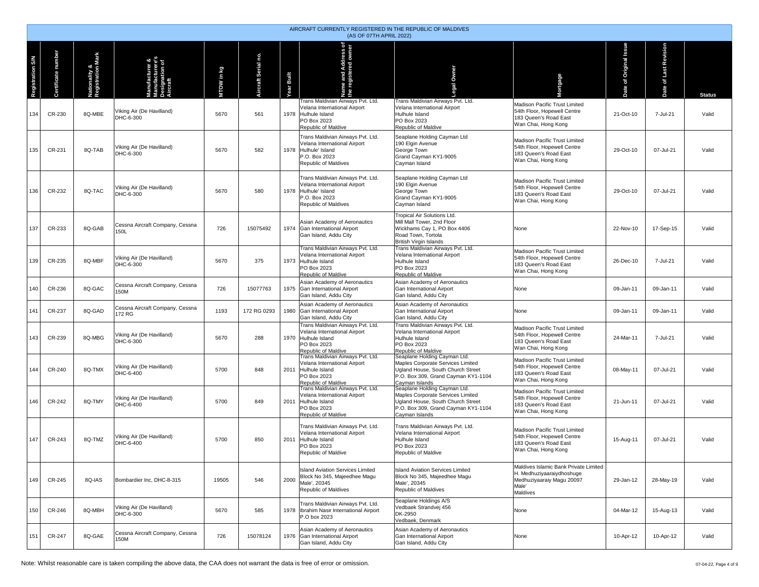AIRCRAFT CURRENTLY REGISTERED IN THE REPUBLIC OF MALDIVES
(AS OF 07TH APRIL 2022)

| Registration S/N | Certificate number | Nationality & Registration Mark | Manufacturer & Manufacturer's Designation of Aircraft | MTOW in kg | Aircraft Serial no. | Year Built | Name and Address of the registered owner | Legal Owner | Mortgage | Date of Original Issue | Date of Last Revision | Status |
|---|---|---|---|---|---|---|---|---|---|---|---|---|
| 134 | CR-230 | 8Q-MBE | Viking Air (De Havilland) DHC-6-300 | 5670 | 561 | 1978 | Trans Maldivian Airways Pvt. Ltd. Velana International Airport Hulhule Island PO Box 2023 Republic of Maldive | Trans Maldivian Airways Pvt. Ltd. Velana International Airport Hulhule Island PO Box 2023 Republic of Maldive | Madison Pacific Trust Limited 54th Floor, Hopewell Centre 183 Queen's Road East Wan Chai, Hong Kong | 21-Oct-10 | 7-Jul-21 | Valid |
| 135 | CR-231 | 8Q-TAB | Viking Air (De Havilland) DHC-6-300 | 5670 | 582 | 1978 | Trans Maldivian Airways Pvt. Ltd. Velana International Airport Hulhule' Island P.O. Box 2023 Republic of Maldives | Seaplane Holding Cayman Ltd 190 Elgin Avenue George Town Grand Cayman KY1-9005 Cayman Island | Madison Pacific Trust Limited 54th Floor, Hopewell Centre 183 Queen's Road East Wan Chai, Hong Kong | 29-Oct-10 | 07-Jul-21 | Valid |
| 136 | CR-232 | 8Q-TAC | Viking Air (De Havilland) DHC-6-300 | 5670 | 580 | 1978 | Trans Maldivian Airways Pvt. Ltd. Velana International Airport Hulhule' Island P.O. Box 2023 Republic of Maldives | Seaplane Holding Cayman Ltd 190 Elgin Avenue George Town Grand Cayman KY1-9005 Cayman Island | Madison Pacific Trust Limited 54th Floor, Hopewell Centre 183 Queen's Road East Wan Chai, Hong Kong | 29-Oct-10 | 07-Jul-21 | Valid |
| 137 | CR-233 | 8Q-GAB | Cessna Aircraft Company, Cessna 150L | 726 | 15075492 | 1974 | Asian Academy of Aeronautics Gan International Airport Gan Island, Addu City | Tropical Air Solutions Ltd. Mill Mall Tower, 2nd Floor Wickhams Cay 1, PO Box 4406 Road Town, Tortola British Virgin Islands | None | 22-Nov-10 | 17-Sep-15 | Valid |
| 139 | CR-235 | 8Q-MBF | Viking Air (De Havilland) DHC-6-300 | 5670 | 375 | 1973 | Trans Maldivian Airways Pvt. Ltd. Velana International Airport Hulhule Island PO Box 2023 Republic of Maldive | Trans Maldivian Airways Pvt. Ltd. Velana International Airport Hulhule Island PO Box 2023 Republic of Maldive | Madison Pacific Trust Limited 54th Floor, Hopewell Centre 183 Queen's Road East Wan Chai, Hong Kong | 26-Dec-10 | 7-Jul-21 | Valid |
| 140 | CR-236 | 8Q-GAC | Cessna Aircraft Company, Cessna 150M | 726 | 15077763 | 1975 | Asian Academy of Aeronautics Gan International Airport Gan Island, Addu City | Asian Academy of Aeronautics Gan International Airport Gan Island, Addu City | None | 09-Jan-11 | 09-Jan-11 | Valid |
| 141 | CR-237 | 8Q-GAD | Cessna Aircraft Company, Cessna 172 RG | 1193 | 172 RG 0293 | 1980 | Asian Academy of Aeronautics Gan International Airport Gan Island, Addu City | Asian Academy of Aeronautics Gan International Airport Gan Island, Addu City | None | 09-Jan-11 | 09-Jan-11 | Valid |
| 143 | CR-239 | 8Q-MBG | Viking Air (De Havilland) DHC-6-300 | 5670 | 288 | 1970 | Trans Maldivian Airways Pvt. Ltd. Velana International Airport Hulhule Island PO Box 2023 Republic of Maldive | Trans Maldivian Airways Pvt. Ltd. Velana International Airport Hulhule Island PO Box 2023 Republic of Maldive | Madison Pacific Trust Limited 54th Floor, Hopewell Centre 183 Queen's Road East Wan Chai, Hong Kong | 24-Mar-11 | 7-Jul-21 | Valid |
| 144 | CR-240 | 8Q-TMX | Viking Air (De Havilland) DHC-6-400 | 5700 | 848 | 2011 | Trans Maldivian Airways Pvt. Ltd. Velana International Airport Hulhule Island PO Box 2023 Republic of Maldive | Seaplane Holding Cayman Ltd. Maples Corporate Services Limited Ugland House, South Church Street P.O. Box 309, Grand Cayman KY1-1104 Cayman Islands | Madison Pacific Trust Limited 54th Floor, Hopewell Centre 183 Queen's Road East Wan Chai, Hong Kong | 08-May-11 | 07-Jul-21 | Valid |
| 146 | CR-242 | 8Q-TMY | Viking Air (De Havilland) DHC-6-400 | 5700 | 849 | 2011 | Trans Maldivian Airways Pvt. Ltd. Velana International Airport Hulhule Island PO Box 2023 Republic of Maldive | Seaplane Holding Cayman Ltd. Maples Corporate Services Limited Ugland House, South Church Street P.O. Box 309, Grand Cayman KY1-1104 Cayman Islands | Madison Pacific Trust Limited 54th Floor, Hopewell Centre 183 Queen's Road East Wan Chai, Hong Kong | 21-Jun-11 | 07-Jul-21 | Valid |
| 147 | CR-243 | 8Q-TMZ | Viking Air (De Havilland) DHC-6-400 | 5700 | 850 | 2011 | Trans Maldivian Airways Pvt. Ltd. Velana International Airport Hulhule Island PO Box 2023 Republic of Maldive | Trans Maldivian Airways Pvt. Ltd. Velana International Airport Hulhule Island PO Box 2023 Republic of Maldive | Madison Pacific Trust Limited 54th Floor, Hopewell Centre 183 Queen's Road East Wan Chai, Hong Kong | 15-Aug-11 | 07-Jul-21 | Valid |
| 149 | CR-245 | 8Q-IAS | Bombardier Inc, DHC-8-315 | 19505 | 546 | 2000 | Island Aviation Services Limited Block No 345, Majeedhee Magu Male', 20345 Republic of Maldives | Island Aviation Services Limited Block No 345, Majeedhee Magu Male', 20345 Republic of Maldives | Maldives Islamic Bank Private Limited H. Medhuziyaaraiydhoshuge Medhuziyaaraiy Magu 20097 Male' Maldives | 29-Jan-12 | 28-May-19 | Valid |
| 150 | CR-246 | 8Q-MBH | Viking Air (De Havilland) DHC-6-300 | 5670 | 585 | 1978 | Trans Maldivian Airways Pvt. Ltd. Ibrahim Nasir International Airport P.O box 2023 | Seaplane Holdings A/S Vedbaek Strandvej 456 DK-2950 Vedbaek, Denmark | None | 04-Mar-12 | 15-Aug-13 | Valid |
| 151 | CR-247 | 8Q-GAE | Cessna Aircraft Company, Cessna 150M | 726 | 15078124 | 1976 | Asian Academy of Aeronautics Gan International Airport Gan Island, Addu City | Asian Academy of Aeronautics Gan International Airport Gan Island, Addu City | None | 10-Apr-12 | 10-Apr-12 | Valid |

Note: Whilst reasonable care is taken compiling the above data, the CAA does not warrant the data is free of error or omission.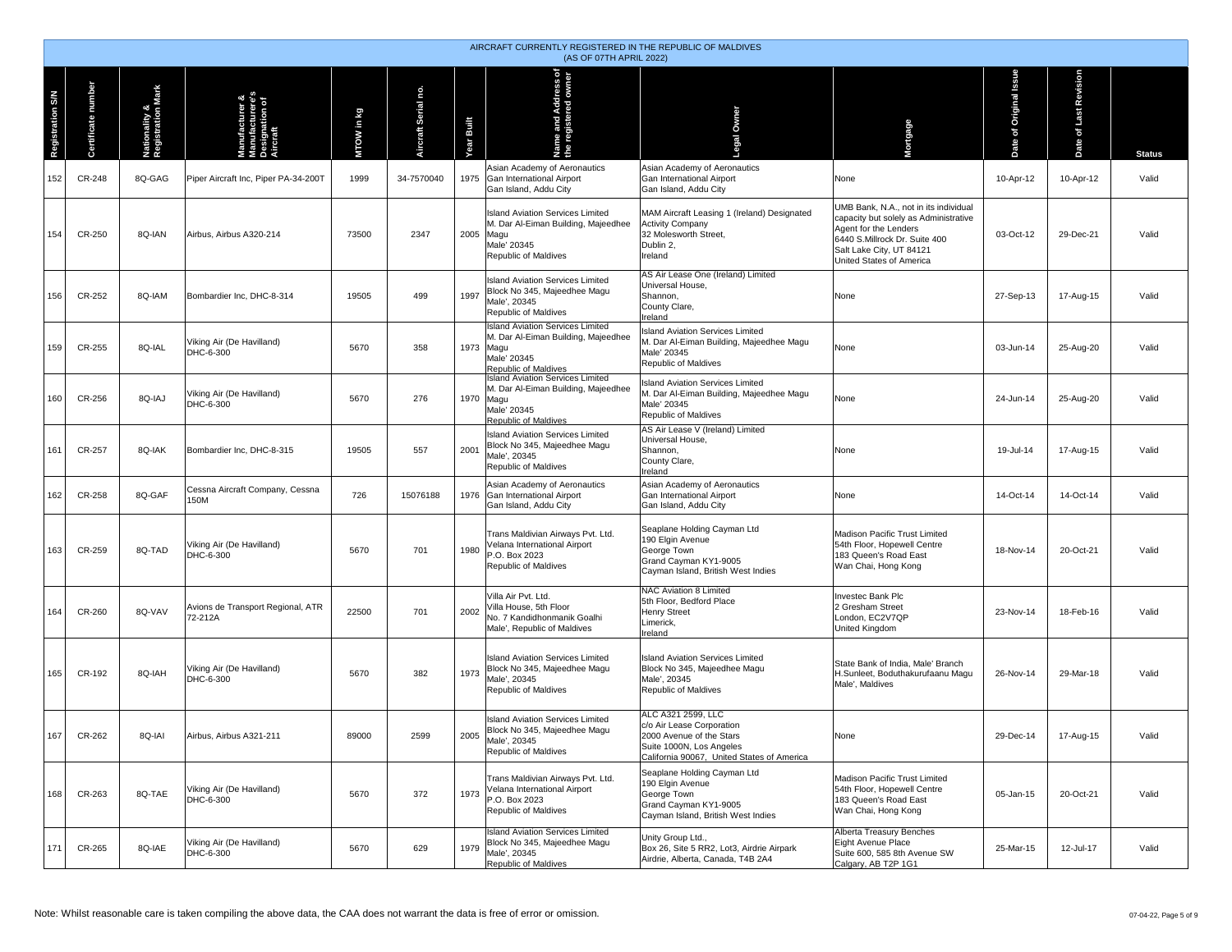AIRCRAFT CURRENTLY REGISTERED IN THE REPUBLIC OF MALDIVES
(AS OF 07TH APRIL 2022)

| Registration S/N | Certificate number | Nationality & Registration Mark | Manufacturer & Manufacturer's Designation of Aircraft | MTOW in kg | Aircraft Serial no. | Year Built | Name and Address of the registered owner | Legal Owner | Mortgage | Date of Original Issue | Date of Last Revision | Status |
|---|---|---|---|---|---|---|---|---|---|---|---|---|
| 152 | CR-248 | 8Q-GAG | Piper Aircraft Inc, Piper PA-34-200T | 1999 | 34-7570040 | 1975 | Asian Academy of Aeronautics Gan International Airport Gan Island, Addu City | Asian Academy of Aeronautics Gan International Airport Gan Island, Addu City | None | 10-Apr-12 | 10-Apr-12 | Valid |
| 154 | CR-250 | 8Q-IAN | Airbus, Airbus A320-214 | 73500 | 2347 | 2005 | Island Aviation Services Limited M. Dar Al-Eiman Building, Majeedhee Magu Male' 20345 Republic of Maldives | MAM Aircraft Leasing 1 (Ireland) Designated Activity Company 32 Molesworth Street, Dublin 2, Ireland | UMB Bank, N.A., not in its individual capacity but solely as Administrative Agent for the Lenders 6440 S.Millrock Dr. Suite 400 Salt Lake City, UT 84121 United States of America | 03-Oct-12 | 29-Dec-21 | Valid |
| 156 | CR-252 | 8Q-IAM | Bombardier Inc, DHC-8-314 | 19505 | 499 | 1997 | Island Aviation Services Limited Block No 345, Majeedhee Magu Male', 20345 Republic of Maldives | AS Air Lease One (Ireland) Limited Universal House, Shannon, County Clare, Ireland | None | 27-Sep-13 | 17-Aug-15 | Valid |
| 159 | CR-255 | 8Q-IAL | Viking Air (De Havilland) DHC-6-300 | 5670 | 358 | 1973 | Island Aviation Services Limited M. Dar Al-Eiman Building, Majeedhee Magu Male' 20345 Republic of Maldives | Island Aviation Services Limited M. Dar Al-Eiman Building, Majeedhee Magu Male' 20345 Republic of Maldives | None | 03-Jun-14 | 25-Aug-20 | Valid |
| 160 | CR-256 | 8Q-IAJ | Viking Air (De Havilland) DHC-6-300 | 5670 | 276 | 1970 | Island Aviation Services Limited M. Dar Al-Eiman Building, Majeedhee Magu Male' 20345 Republic of Maldives | Island Aviation Services Limited M. Dar Al-Eiman Building, Majeedhee Magu Male' 20345 Republic of Maldives | None | 24-Jun-14 | 25-Aug-20 | Valid |
| 161 | CR-257 | 8Q-IAK | Bombardier Inc, DHC-8-315 | 19505 | 557 | 2001 | Island Aviation Services Limited Block No 345, Majeedhee Magu Male', 20345 Republic of Maldives | AS Air Lease V (Ireland) Limited Universal House, Shannon, County Clare, Ireland | None | 19-Jul-14 | 17-Aug-15 | Valid |
| 162 | CR-258 | 8Q-GAF | Cessna Aircraft Company, Cessna 150M | 726 | 15076188 | 1976 | Asian Academy of Aeronautics Gan International Airport Gan Island, Addu City | Asian Academy of Aeronautics Gan International Airport Gan Island, Addu City | None | 14-Oct-14 | 14-Oct-14 | Valid |
| 163 | CR-259 | 8Q-TAD | Viking Air (De Havilland) DHC-6-300 | 5670 | 701 | 1980 | Trans Maldivian Airways Pvt. Ltd. Velana International Airport P.O. Box 2023 Republic of Maldives | Seaplane Holding Cayman Ltd 190 Elgin Avenue George Town Grand Cayman KY1-9005 Cayman Island, British West Indies | Madison Pacific Trust Limited 54th Floor, Hopewell Centre 183 Queen's Road East Wan Chai, Hong Kong | 18-Nov-14 | 20-Oct-21 | Valid |
| 164 | CR-260 | 8Q-VAV | Avions de Transport Regional, ATR 72-212A | 22500 | 701 | 2002 | Villa Air Pvt. Ltd. Villa House, 5th Floor No. 7 Kandidhonmanik Goalhi Male', Republic of Maldives | NAC Aviation 8 Limited 5th Floor, Bedford Place Henry Street Limerick, Ireland | Investec Bank Plc 2 Gresham Street London, EC2V7QP United Kingdom | 23-Nov-14 | 18-Feb-16 | Valid |
| 165 | CR-192 | 8Q-IAH | Viking Air (De Havilland) DHC-6-300 | 5670 | 382 | 1973 | Island Aviation Services Limited Block No 345, Majeedhee Magu Male', 20345 Republic of Maldives | Island Aviation Services Limited Block No 345, Majeedhee Magu Male', 20345 Republic of Maldives | State Bank of India, Male' Branch H.Sunleet, Boduthakurufaanu Magu Male', Maldives | 26-Nov-14 | 29-Mar-18 | Valid |
| 167 | CR-262 | 8Q-IAI | Airbus, Airbus A321-211 | 89000 | 2599 | 2005 | Island Aviation Services Limited Block No 345, Majeedhee Magu Male', 20345 Republic of Maldives | ALC A321 2599, LLC c/o Air Lease Corporation 2000 Avenue of the Stars Suite 1000N, Los Angeles California 90067, United States of America | None | 29-Dec-14 | 17-Aug-15 | Valid |
| 168 | CR-263 | 8Q-TAE | Viking Air (De Havilland) DHC-6-300 | 5670 | 372 | 1973 | Trans Maldivian Airways Pvt. Ltd. Velana International Airport P.O. Box 2023 Republic of Maldives | Seaplane Holding Cayman Ltd 190 Elgin Avenue George Town Grand Cayman KY1-9005 Cayman Island, British West Indies | Madison Pacific Trust Limited 54th Floor, Hopewell Centre 183 Queen's Road East Wan Chai, Hong Kong | 05-Jan-15 | 20-Oct-21 | Valid |
| 171 | CR-265 | 8Q-IAE | Viking Air (De Havilland) DHC-6-300 | 5670 | 629 | 1979 | Island Aviation Services Limited Block No 345, Majeedhee Magu Male', 20345 Republic of Maldives | Unity Group Ltd., Box 26, Site 5 RR2, Lot3, Airdrie Airpark Airdrie, Alberta, Canada, T4B 2A4 | Alberta Treasury Benches Eight Avenue Place Suite 600, 585 8th Avenue SW Calgary, AB T2P 1G1 | 25-Mar-15 | 12-Jul-17 | Valid |

Note: Whilst reasonable care is taken compiling the above data, the CAA does not warrant the data is free of error or omission.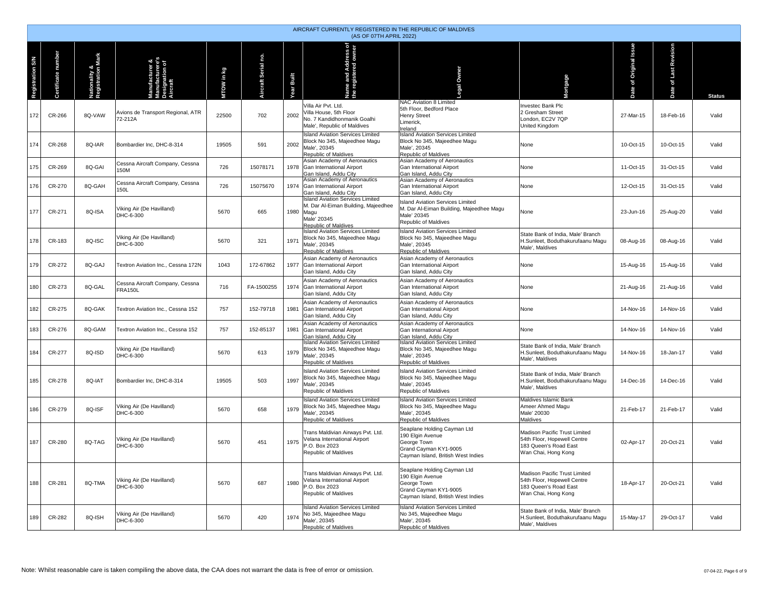AIRCRAFT CURRENTLY REGISTERED IN THE REPUBLIC OF MALDIVES
(AS OF 07TH APRIL 2022)

| Registration S/N | Certificate number | Nationality & Registration Mark | Manufacturer & Manufacturer's Designation of Aircraft | MTOW in kg | Aircraft Serial no. | Year Built | Name and Address of the registered owner | Legal Owner | Mortgage | Date of Original Issue | Date of Last Revision | Status |
|---|---|---|---|---|---|---|---|---|---|---|---|---|
| 172 | CR-266 | 8Q-VAW | Avions de Transport Regional, ATR 72-212A | 22500 | 702 | 2002 | Villa Air Pvt. Ltd. Villa House, 5th Floor No. 7 Kandidhonmanik Goalhi Male', Republic of Maldives | NAC Aviation 8 Limited 5th Floor, Bedford Place Henry Street Limerick, Ireland | Investec Bank Plc 2 Gresham Street London, EC2V 7QP United Kingdom | 27-Mar-15 | 18-Feb-16 | Valid |
| 174 | CR-268 | 8Q-IAR | Bombardier Inc, DHC-8-314 | 19505 | 591 | 2002 | Island Aviation Services Limited Block No 345, Majeedhee Magu Male', 20345 Republic of Maldives | Island Aviation Services Limited Block No 345, Majeedhee Magu Male', 20345 Republic of Maldives | None | 10-Oct-15 | 10-Oct-15 | Valid |
| 175 | CR-269 | 8Q-GAI | Cessna Aircraft Company, Cessna 150M | 726 | 15078171 | 1978 | Asian Academy of Aeronautics Gan International Airport Gan Island, Addu City | Asian Academy of Aeronautics Gan International Airport Gan Island, Addu City | None | 11-Oct-15 | 31-Oct-15 | Valid |
| 176 | CR-270 | 8Q-GAH | Cessna Aircraft Company, Cessna 150L | 726 | 15075670 | 1974 | Asian Academy of Aeronautics Gan International Airport Gan Island, Addu City | Asian Academy of Aeronautics Gan International Airport Gan Island, Addu City | None | 12-Oct-15 | 31-Oct-15 | Valid |
| 177 | CR-271 | 8Q-ISA | Viking Air (De Havilland) DHC-6-300 | 5670 | 665 | 1980 | Island Aviation Services Limited M. Dar Al-Eiman Building, Majeedhee Magu Male' 20345 Republic of Maldives | Island Aviation Services Limited M. Dar Al-Eiman Building, Majeedhee Magu Male' 20345 Republic of Maldives | None | 23-Jun-16 | 25-Aug-20 | Valid |
| 178 | CR-183 | 8Q-ISC | Viking Air (De Havilland) DHC-6-300 | 5670 | 321 | 1971 | Island Aviation Services Limited Block No 345, Majeedhee Magu Male', 20345 Republic of Maldives | Island Aviation Services Limited Block No 345, Majeedhee Magu Male', 20345 Republic of Maldives | State Bank of India, Male' Branch H.Sunleet, Boduthakurufaanu Magu Male', Maldives | 08-Aug-16 | 08-Aug-16 | Valid |
| 179 | CR-272 | 8Q-GAJ | Textron Aviation Inc., Cessna 172N | 1043 | 172-67862 | 1977 | Asian Academy of Aeronautics Gan International Airport Gan Island, Addu City | Asian Academy of Aeronautics Gan International Airport Gan Island, Addu City | None | 15-Aug-16 | 15-Aug-16 | Valid |
| 180 | CR-273 | 8Q-GAL | Cessna Aircraft Company, Cessna FRA150L | 716 | FA-1500255 | 1974 | Asian Academy of Aeronautics Gan International Airport Gan Island, Addu City | Asian Academy of Aeronautics Gan International Airport Gan Island, Addu City | None | 21-Aug-16 | 21-Aug-16 | Valid |
| 182 | CR-275 | 8Q-GAK | Textron Aviation Inc., Cessna 152 | 757 | 152-79718 | 1981 | Asian Academy of Aeronautics Gan International Airport Gan Island, Addu City | Asian Academy of Aeronautics Gan International Airport Gan Island, Addu City | None | 14-Nov-16 | 14-Nov-16 | Valid |
| 183 | CR-276 | 8Q-GAM | Textron Aviation Inc., Cessna 152 | 757 | 152-85137 | 1981 | Asian Academy of Aeronautics Gan International Airport Gan Island, Addu City | Asian Academy of Aeronautics Gan International Airport Gan Island, Addu City | None | 14-Nov-16 | 14-Nov-16 | Valid |
| 184 | CR-277 | 8Q-ISD | Viking Air (De Havilland) DHC-6-300 | 5670 | 613 | 1979 | Island Aviation Services Limited Block No 345, Majeedhee Magu Male', 20345 Republic of Maldives | Island Aviation Services Limited Block No 345, Majeedhee Magu Male', 20345 Republic of Maldives | State Bank of India, Male' Branch H.Sunleet, Boduthakurufaanu Magu Male', Maldives | 14-Nov-16 | 18-Jan-17 | Valid |
| 185 | CR-278 | 8Q-IAT | Bombardier Inc, DHC-8-314 | 19505 | 503 | 1997 | Island Aviation Services Limited Block No 345, Majeedhee Magu Male', 20345 Republic of Maldives | Island Aviation Services Limited Block No 345, Majeedhee Magu Male', 20345 Republic of Maldives | State Bank of India, Male' Branch H.Sunleet, Boduthakurufaanu Magu Male', Maldives | 14-Dec-16 | 14-Dec-16 | Valid |
| 186 | CR-279 | 8Q-ISF | Viking Air (De Havilland) DHC-6-300 | 5670 | 658 | 1979 | Island Aviation Services Limited Block No 345, Majeedhee Magu Male', 20345 Republic of Maldives | Island Aviation Services Limited Block No 345, Majeedhee Magu Male', 20345 Republic of Maldives | Maldives Islamic Bank Ameer Ahmed Magu Male' 20030 Maldives | 21-Feb-17 | 21-Feb-17 | Valid |
| 187 | CR-280 | 8Q-TAG | Viking Air (De Havilland) DHC-6-300 | 5670 | 451 | 1975 | Trans Maldivian Airways Pvt. Ltd. Velana International Airport P.O. Box 2023 Republic of Maldives | Seaplane Holding Cayman Ltd 190 Elgin Avenue George Town Grand Cayman KY1-9005 Cayman Island, British West Indies | Madison Pacific Trust Limited 54th Floor, Hopewell Centre 183 Queen's Road East Wan Chai, Hong Kong | 02-Apr-17 | 20-Oct-21 | Valid |
| 188 | CR-281 | 8Q-TMA | Viking Air (De Havilland) DHC-6-300 | 5670 | 687 | 1980 | Trans Maldivian Airways Pvt. Ltd. Velana International Airport P.O. Box 2023 Republic of Maldives | Seaplane Holding Cayman Ltd 190 Elgin Avenue George Town Grand Cayman KY1-9005 Cayman Island, British West Indies | Madison Pacific Trust Limited 54th Floor, Hopewell Centre 183 Queen's Road East Wan Chai, Hong Kong | 18-Apr-17 | 20-Oct-21 | Valid |
| 189 | CR-282 | 8Q-ISH | Viking Air (De Havilland) DHC-6-300 | 5670 | 420 | 1974 | Island Aviation Services Limited No 345, Majeedhee Magu Male', 20345 Republic of Maldives | Island Aviation Services Limited No 345, Majeedhee Magu Male', 20345 Republic of Maldives | State Bank of India, Male' Branch H.Sunleet, Boduthakurufaanu Magu Male', Maldives | 15-May-17 | 29-Oct-17 | Valid |

Note: Whilst reasonable care is taken compiling the above data, the CAA does not warrant the data is free of error or omission.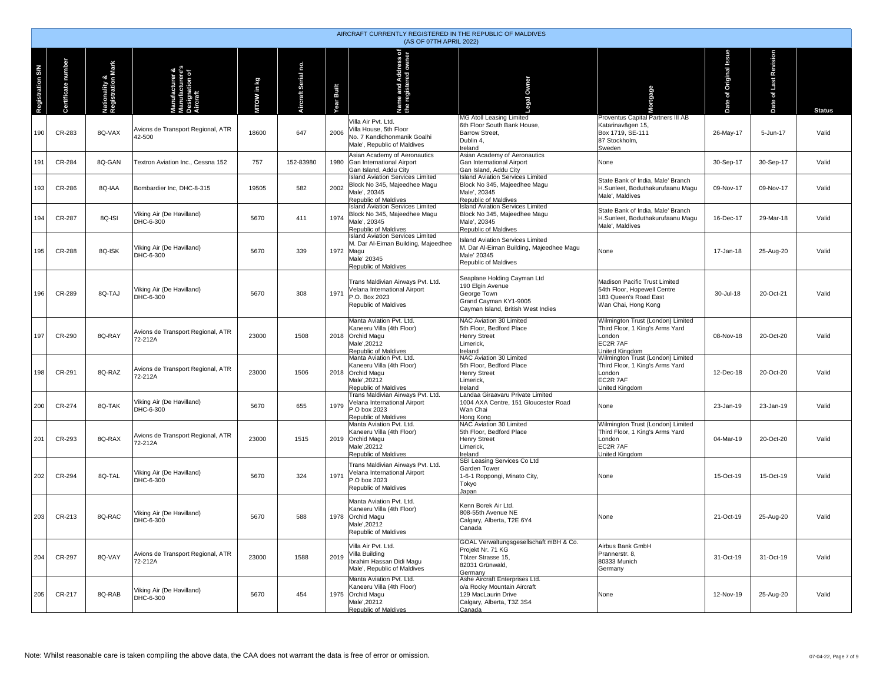AIRCRAFT CURRENTLY REGISTERED IN THE REPUBLIC OF MALDIVES
(AS OF 07TH APRIL 2022)

| Registration S/N | Certificate number | Nationality & Registration Mark | Manufacturer & Manufacturer's Designation of Aircraft | MTOW in kg | Aircraft Serial no. | Year Built | Name and Address of the registered owner | Legal Owner | Mortgage | Date of Original Issue | Date of Last Revision | Status |
|---|---|---|---|---|---|---|---|---|---|---|---|---|
| 190 | CR-283 | 8Q-VAX | Avions de Transport Regional, ATR 42-500 | 18600 | 647 | 2006 | Villa Air Pvt. Ltd. Villa House, 5th Floor No. 7 Kandidhonmanik Goalhi Male', Republic of Maldives | MG Atoll Leasing Limited 6th Floor South Bank House, Barrow Street, Dublin 4, Ireland | Proventus Capital Partners III AB Katarinavägen 15, Box 1719, SE-111 87 Stockholm, Sweden | 26-May-17 | 5-Jun-17 | Valid |
| 191 | CR-284 | 8Q-GAN | Textron Aviation Inc., Cessna 152 | 757 | 152-83980 | 1980 | Asian Academy of Aeronautics Gan International Airport Gan Island, Addu City | Asian Academy of Aeronautics Gan International Airport Gan Island, Addu City | None | 30-Sep-17 | 30-Sep-17 | Valid |
| 193 | CR-286 | 8Q-IAA | Bombardier Inc, DHC-8-315 | 19505 | 582 | 2002 | Island Aviation Services Limited Block No 345, Majeedhee Magu Male', 20345 Republic of Maldives | Island Aviation Services Limited Block No 345, Majeedhee Magu Male', 20345 Republic of Maldives | State Bank of India, Male' Branch H.Sunleet, Boduthakurufaanu Magu Male', Maldives | 09-Nov-17 | 09-Nov-17 | Valid |
| 194 | CR-287 | 8Q-ISI | Viking Air (De Havilland) DHC-6-300 | 5670 | 411 | 1974 | Island Aviation Services Limited Block No 345, Majeedhee Magu Male', 20345 Republic of Maldives | Island Aviation Services Limited Block No 345, Majeedhee Magu Male', 20345 Republic of Maldives | State Bank of India, Male' Branch H.Sunleet, Boduthakurufaanu Magu Male', Maldives | 16-Dec-17 | 29-Mar-18 | Valid |
| 195 | CR-288 | 8Q-ISK | Viking Air (De Havilland) DHC-6-300 | 5670 | 339 | 1972 | Island Aviation Services Limited M. Dar Al-Eiman Building, Majeedhee Magu Male' 20345 Republic of Maldives | Island Aviation Services Limited M. Dar Al-Eiman Building, Majeedhee Magu Male' 20345 Republic of Maldives | None | 17-Jan-18 | 25-Aug-20 | Valid |
| 196 | CR-289 | 8Q-TAJ | Viking Air (De Havilland) DHC-6-300 | 5670 | 308 | 1971 | Trans Maldivian Airways Pvt. Ltd. Velana International Airport P.O. Box 2023 Republic of Maldives | Seaplane Holding Cayman Ltd 190 Elgin Avenue George Town Grand Cayman KY1-9005 Cayman Island, British West Indies | Madison Pacific Trust Limited 54th Floor, Hopewell Centre 183 Queen's Road East Wan Chai, Hong Kong | 30-Jul-18 | 20-Oct-21 | Valid |
| 197 | CR-290 | 8Q-RAY | Avions de Transport Regional, ATR 72-212A | 23000 | 1508 | 2018 | Manta Aviation Pvt. Ltd. Kaneeru Villa (4th Floor) Orchid Magu Male',20212 Republic of Maldives | NAC Aviation 30 Limited 5th Floor, Bedford Place Henry Street Limerick, Ireland | Wilmington Trust (London) Limited Third Floor, 1 King's Arms Yard London EC2R 7AF United Kingdom | 08-Nov-18 | 20-Oct-20 | Valid |
| 198 | CR-291 | 8Q-RAZ | Avions de Transport Regional, ATR 72-212A | 23000 | 1506 | 2018 | Manta Aviation Pvt. Ltd. Kaneeru Villa (4th Floor) Orchid Magu Male',20212 Republic of Maldives | NAC Aviation 30 Limited 5th Floor, Bedford Place Henry Street Limerick, Ireland | Wilmington Trust (London) Limited Third Floor, 1 King's Arms Yard London EC2R 7AF United Kingdom | 12-Dec-18 | 20-Oct-20 | Valid |
| 200 | CR-274 | 8Q-TAK | Viking Air (De Havilland) DHC-6-300 | 5670 | 655 | 1979 | Trans Maldivian Airways Pvt. Ltd. Velana International Airport P.O box 2023 Republic of Maldives | Landaa Giraavaru Private Limited 1004 AXA Centre, 151 Gloucester Road Wan Chai Hong Kong | None | 23-Jan-19 | 23-Jan-19 | Valid |
| 201 | CR-293 | 8Q-RAX | Avions de Transport Regional, ATR 72-212A | 23000 | 1515 | 2019 | Manta Aviation Pvt. Ltd. Kaneeru Villa (4th Floor) Orchid Magu Male',20212 Republic of Maldives | NAC Aviation 30 Limited 5th Floor, Bedford Place Henry Street Limerick, Ireland | Wilmington Trust (London) Limited Third Floor, 1 King's Arms Yard London EC2R 7AF United Kingdom | 04-Mar-19 | 20-Oct-20 | Valid |
| 202 | CR-294 | 8Q-TAL | Viking Air (De Havilland) DHC-6-300 | 5670 | 324 | 1971 | Trans Maldivian Airways Pvt. Ltd. Velana International Airport P.O box 2023 Republic of Maldives | SBI Leasing Services Co Ltd Garden Tower 1-6-1 Roppongi, Minato City, Tokyo Japan | None | 15-Oct-19 | 15-Oct-19 | Valid |
| 203 | CR-213 | 8Q-RAC | Viking Air (De Havilland) DHC-6-300 | 5670 | 588 | 1978 | Manta Aviation Pvt. Ltd. Kaneeru Villa (4th Floor) Orchid Magu Male',20212 Republic of Maldives | Kenn Borek Air Ltd. 808-55th Avenue NE Calgary, Alberta, T2E 6Y4 Canada | None | 21-Oct-19 | 25-Aug-20 | Valid |
| 204 | CR-297 | 8Q-VAY | Avions de Transport Regional, ATR 72-212A | 23000 | 1588 | 2019 | Villa Air Pvt. Ltd. Villa Building Ibrahim Hassan Didi Magu Male', Republic of Maldives | GOAL Verwaltungsgesellschaft mBH & Co. Projekt Nr. 71 KG Tölzer Strasse 15, 82031 Grünwald, Germany | Airbus Bank GmbH Prannerstr. 8, 80333 Munich Germany | 31-Oct-19 | 31-Oct-19 | Valid |
| 205 | CR-217 | 8Q-RAB | Viking Air (De Havilland) DHC-6-300 | 5670 | 454 | 1975 | Manta Aviation Pvt. Ltd. Kaneeru Villa (4th Floor) Orchid Magu Male',20212 Republic of Maldives | Ashe Aircraft Enterprises Ltd. o/a Rocky Mountain Aircraft 129 MacLaurin Drive Calgary, Alberta, T3Z 3S4 Canada | None | 12-Nov-19 | 25-Aug-20 | Valid |

Note: Whilst reasonable care is taken compiling the above data, the CAA does not warrant the data is free of error or omission.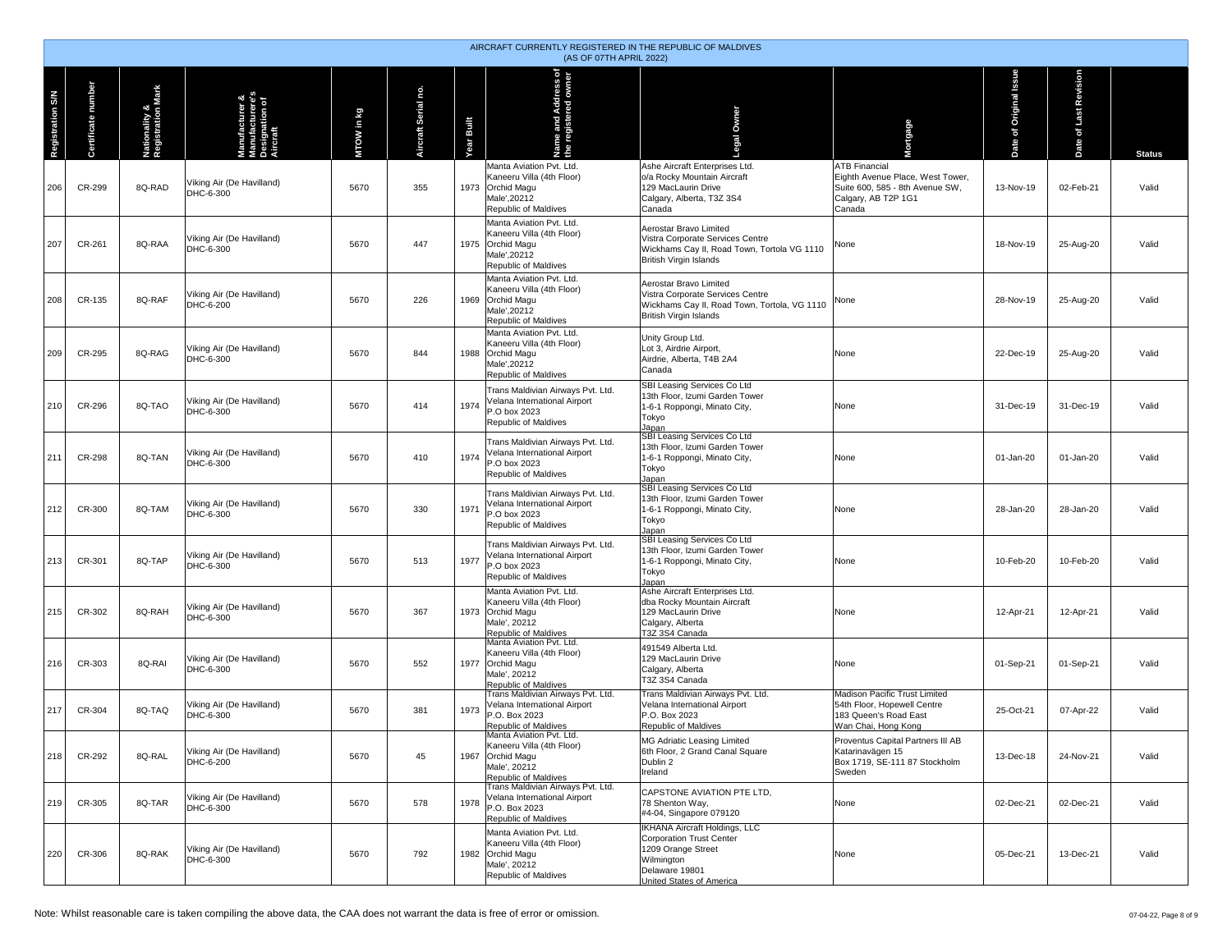AIRCRAFT CURRENTLY REGISTERED IN THE REPUBLIC OF MALDIVES
(AS OF 07TH APRIL 2022)

| Registration S/N | Certificate number | Nationality & Registration Mark | Manufacturer & Manufacturer's Designation of Aircraft | MTOW in kg | Aircraft Serial no. | Year Built | Name and Address of the registered owner | Legal Owner | Mortgage | Date of Original Issue | Date of Last Revision | Status |
|---|---|---|---|---|---|---|---|---|---|---|---|---|
| 206 | CR-299 | 8Q-RAD | Viking Air (De Havilland) DHC-6-300 | 5670 | 355 | 1973 | Manta Aviation Pvt. Ltd. Kaneeru Villa (4th Floor) Orchid Magu Male',20212 Republic of Maldives | Ashe Aircraft Enterprises Ltd. o/a Rocky Mountain Aircraft 129 MacLaurin Drive Calgary, Alberta, T3Z 3S4 Canada | ATB Financial Eighth Avenue Place, West Tower, Suite 600, 585 - 8th Avenue SW, Calgary, AB T2P 1G1 Canada | 13-Nov-19 | 02-Feb-21 | Valid |
| 207 | CR-261 | 8Q-RAA | Viking Air (De Havilland) DHC-6-300 | 5670 | 447 | 1975 | Manta Aviation Pvt. Ltd. Kaneeru Villa (4th Floor) Orchid Magu Male',20212 Republic of Maldives | Aerostar Bravo Limited Vistra Corporate Services Centre Wickhams Cay II, Road Town, Tortola VG 1110 British Virgin Islands | None | 18-Nov-19 | 25-Aug-20 | Valid |
| 208 | CR-135 | 8Q-RAF | Viking Air (De Havilland) DHC-6-200 | 5670 | 226 | 1969 | Manta Aviation Pvt. Ltd. Kaneeru Villa (4th Floor) Orchid Magu Male',20212 Republic of Maldives | Aerostar Bravo Limited Vistra Corporate Services Centre Wickhams Cay II, Road Town, Tortola, VG 1110 British Virgin Islands | None | 28-Nov-19 | 25-Aug-20 | Valid |
| 209 | CR-295 | 8Q-RAG | Viking Air (De Havilland) DHC-6-300 | 5670 | 844 | 1988 | Manta Aviation Pvt. Ltd. Kaneeru Villa (4th Floor) Orchid Magu Male',20212 Republic of Maldives | Unity Group Ltd. Lot 3, Airdrie Airport, Airdrie, Alberta, T4B 2A4 Canada | None | 22-Dec-19 | 25-Aug-20 | Valid |
| 210 | CR-296 | 8Q-TAO | Viking Air (De Havilland) DHC-6-300 | 5670 | 414 | 1974 | Trans Maldivian Airways Pvt. Ltd. Velana International Airport P.O box 2023 Republic of Maldives | SBI Leasing Services Co Ltd 13th Floor, Izumi Garden Tower 1-6-1 Roppongi, Minato City, Tokyo Japan | None | 31-Dec-19 | 31-Dec-19 | Valid |
| 211 | CR-298 | 8Q-TAN | Viking Air (De Havilland) DHC-6-300 | 5670 | 410 | 1974 | Trans Maldivian Airways Pvt. Ltd. Velana International Airport P.O box 2023 Republic of Maldives | SBI Leasing Services Co Ltd 13th Floor, Izumi Garden Tower 1-6-1 Roppongi, Minato City, Tokyo Japan | None | 01-Jan-20 | 01-Jan-20 | Valid |
| 212 | CR-300 | 8Q-TAM | Viking Air (De Havilland) DHC-6-300 | 5670 | 330 | 1971 | Trans Maldivian Airways Pvt. Ltd. Velana International Airport P.O box 2023 Republic of Maldives | SBI Leasing Services Co Ltd 13th Floor, Izumi Garden Tower 1-6-1 Roppongi, Minato City, Tokyo Japan | None | 28-Jan-20 | 28-Jan-20 | Valid |
| 213 | CR-301 | 8Q-TAP | Viking Air (De Havilland) DHC-6-300 | 5670 | 513 | 1977 | Trans Maldivian Airways Pvt. Ltd. Velana International Airport P.O box 2023 Republic of Maldives | SBI Leasing Services Co Ltd 13th Floor, Izumi Garden Tower 1-6-1 Roppongi, Minato City, Tokyo Japan | None | 10-Feb-20 | 10-Feb-20 | Valid |
| 215 | CR-302 | 8Q-RAH | Viking Air (De Havilland) DHC-6-300 | 5670 | 367 | 1973 | Manta Aviation Pvt. Ltd. Kaneeru Villa (4th Floor) Orchid Magu Male', 20212 Republic of Maldives | Ashe Aircraft Enterprises Ltd. dba Rocky Mountain Aircraft 129 MacLaurin Drive Calgary, Alberta T3Z 3S4 Canada | None | 12-Apr-21 | 12-Apr-21 | Valid |
| 216 | CR-303 | 8Q-RAI | Viking Air (De Havilland) DHC-6-300 | 5670 | 552 | 1977 | Manta Aviation Pvt. Ltd. Kaneeru Villa (4th Floor) Orchid Magu Male', 20212 Republic of Maldives | 491549 Alberta Ltd. 129 MacLaurin Drive Calgary, Alberta T3Z 3S4 Canada | None | 01-Sep-21 | 01-Sep-21 | Valid |
| 217 | CR-304 | 8Q-TAQ | Viking Air (De Havilland) DHC-6-300 | 5670 | 381 | 1973 | Trans Maldivian Airways Pvt. Ltd. Velana International Airport P.O. Box 2023 Republic of Maldives | Trans Maldivian Airways Pvt. Ltd. Velana International Airport P.O. Box 2023 Republic of Maldives | Madison Pacific Trust Limited 54th Floor, Hopewell Centre 183 Queen's Road East Wan Chai, Hong Kong | 25-Oct-21 | 07-Apr-22 | Valid |
| 218 | CR-292 | 8Q-RAL | Viking Air (De Havilland) DHC-6-200 | 5670 | 45 | 1967 | Manta Aviation Pvt. Ltd. Kaneeru Villa (4th Floor) Orchid Magu Male', 20212 Republic of Maldives | MG Adriatic Leasing Limited 6th Floor, 2 Grand Canal Square Dublin 2 Ireland | Proventus Capital Partners III AB Katarinavägen 15 Box 1719, SE-111 87 Stockholm Sweden | 13-Dec-18 | 24-Nov-21 | Valid |
| 219 | CR-305 | 8Q-TAR | Viking Air (De Havilland) DHC-6-300 | 5670 | 578 | 1978 | Trans Maldivian Airways Pvt. Ltd. Velana International Airport P.O. Box 2023 Republic of Maldives | CAPSTONE AVIATION PTE LTD, 78 Shenton Way, #4-04, Singapore 079120 | None | 02-Dec-21 | 02-Dec-21 | Valid |
| 220 | CR-306 | 8Q-RAK | Viking Air (De Havilland) DHC-6-300 | 5670 | 792 | 1982 | Manta Aviation Pvt. Ltd. Kaneeru Villa (4th Floor) Orchid Magu Male', 20212 Republic of Maldives | IKHANA Aircraft Holdings, LLC Corporation Trust Center 1209 Orange Street Wilmington Delaware 19801 United States of America | None | 05-Dec-21 | 13-Dec-21 | Valid |

Note: Whilst reasonable care is taken compiling the above data, the CAA does not warrant the data is free of error or omission.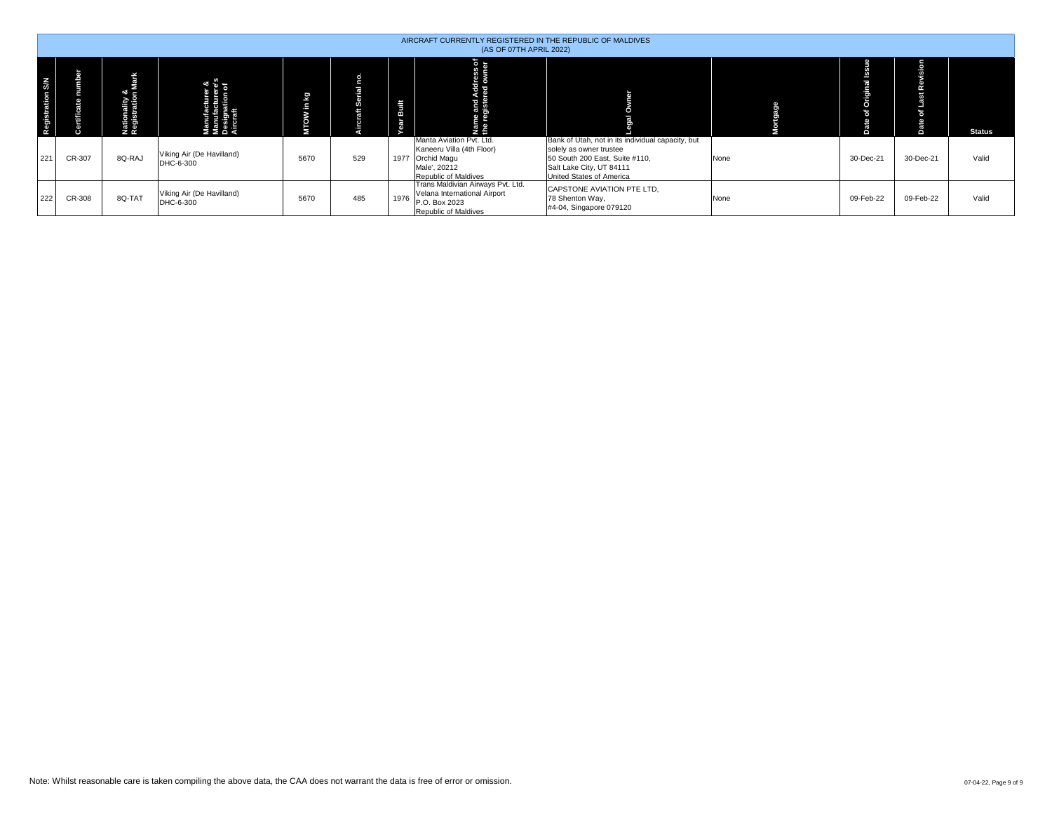AIRCRAFT CURRENTLY REGISTERED IN THE REPUBLIC OF MALDIVES
(AS OF 07TH APRIL 2022)

| Registration S/N | Certificate number | Nationality & Registration Mark | Manufacturer & Manufacturer's Designation of Aircraft | MTOW in kg | Aircraft Serial no. | Year Built | Name and Address of the registered owner | Legal Owner | Mortgage | Date of Original Issue | Date of Last Revision | Status |
|---|---|---|---|---|---|---|---|---|---|---|---|---|
| 221 | CR-307 | 8Q-RAJ | Viking Air (De Havilland) DHC-6-300 | 5670 | 529 | 1977 | Manta Aviation Pvt. Ltd. Kaneeru Villa (4th Floor) Orchid Magu Male', 20212 Republic of Maldives | Bank of Utah, not in its individual capacity, but solely as owner trustee 50 South 200 East, Suite #110, Salt Lake City, UT 84111 United States of America | None | 30-Dec-21 | 30-Dec-21 | Valid |
| 222 | CR-308 | 8Q-TAT | Viking Air (De Havilland) DHC-6-300 | 5670 | 485 | 1976 | Trans Maldivian Airways Pvt. Ltd. Velana International Airport P.O. Box 2023 Republic of Maldives | CAPSTONE AVIATION PTE LTD, 78 Shenton Way, #4-04, Singapore 079120 | None | 09-Feb-22 | 09-Feb-22 | Valid |

Note: Whilst reasonable care is taken compiling the above data, the CAA does not warrant the data is free of error or omission.